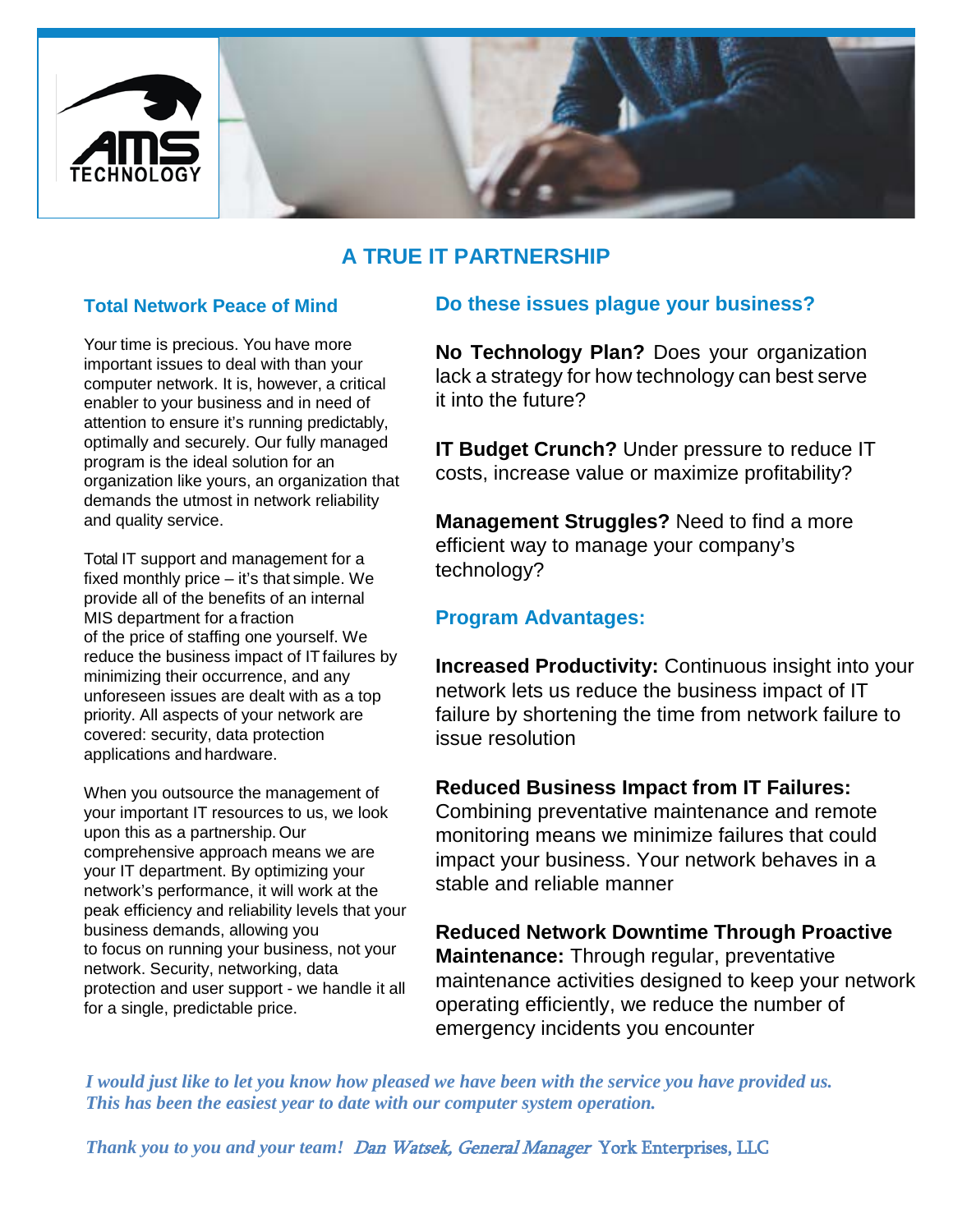AMS TECHNOLOGY

# A TRUE IT PARTNERSHIP

## Total Network Peace of Mind

Your time is precious. You have more important issues to deal with than your computer network. It is, however, a critical enabler to your business and in need of attention to ensure it's running predictably, optimally and securely. Our fully managed program is the ideal solution for an organization like yours, an organization that demands the utmost in network reliability and quality service.

Total IT support and management for a fixed monthly price – it's that simple. We provide all of the benefits of an internal MIS department for a fraction of the price of staffing one yourself. We reduce the business impact of IT failures by minimizing their occurrence, and any unforeseen issues are dealt with as a top priority. All aspects of your network are covered: security, data protection applications and hardware.

When you outsource the management of your important IT resources to us, we look upon this as a partnership. Our comprehensive approach means we are your IT department. By optimizing your network's performance, it will work at the peak efficiency and reliability levels that your business demands, allowing you to focus on running your business, not your network. Security, networking, data protection and user support - we handle it all for a single, predictable price.

## Do these issues plague your business?

**No Technology Plan?** Does your organization lack a strategy for how technology can best serve it into the future?

**IT Budget Crunch?** Under pressure to reduce IT costs, increase value or maximize profitability?

**Management Struggles?** Need to find a more efficient way to manage your company's technology?

## Program Advantages:

**Increased Productivity:** Continuous insight into your network lets us reduce the business impact of IT failure by shortening the time from network failure to issue resolution

**Reduced Business Impact from IT Failures:** Combining preventative maintenance and remote monitoring means we minimize failures that could impact your business. Your network behaves in a stable and reliable manner

**Reduced Network Downtime Through Proactive Maintenance:** Through regular, preventative maintenance activities designed to keep your network operating efficiently, we reduce the number of emergency incidents you encounter

*I would just like to let you know how pleased we have been with the service you have provided us. This has been the easiest year to date with our computer system operation.*

*Thank you to you and your team! Dan Watsek, General Manager* York Enterprises, LLC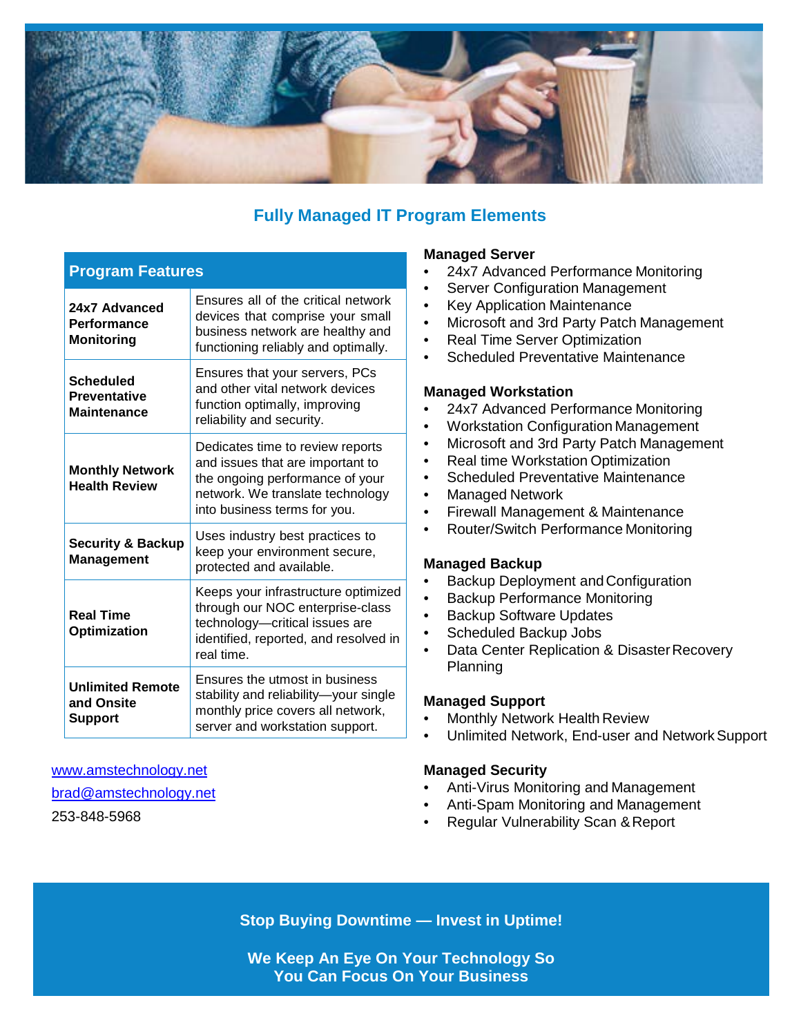## Fully Managed IT Program Elements

| Program Features | |
|---|---|
| **24x7 Advanced Performance Monitoring** | Ensures all of the critical network devices that comprise your small business network are healthy and functioning reliably and optimally. |
| **Scheduled Preventative Maintenance** | Ensures that your servers, PCs and other vital network devices function optimally, improving reliability and security. |
| **Monthly Network Health Review** | Dedicates time to review reports and issues that are important to the ongoing performance of your network. We translate technology into business terms for you. |
| **Security & Backup Management** | Uses industry best practices to keep your environment secure, protected and available. |
| **Real Time Optimization** | Keeps your infrastructure optimized through our NOC enterprise-class technology—critical issues are identified, reported, and resolved in real time. |
| **Unlimited Remote and Onsite Support** | Ensures the utmost in business stability and reliability—your single monthly price covers all network, server and workstation support. |

www.amstechnology.net
brad@amstechnology.net
253-848-5968

**Managed Server**

- 24x7 Advanced Performance Monitoring
- Server Configuration Management
- Key Application Maintenance
- Microsoft and 3rd Party Patch Management
- Real Time Server Optimization
- Scheduled Preventative Maintenance

**Managed Workstation**

- 24x7 Advanced Performance Monitoring
- Workstation Configuration Management
- Microsoft and 3rd Party Patch Management
- Real time Workstation Optimization
- Scheduled Preventative Maintenance
- Managed Network
- Firewall Management & Maintenance
- Router/Switch Performance Monitoring

**Managed Backup**

- Backup Deployment and Configuration
- Backup Performance Monitoring
- Backup Software Updates
- Scheduled Backup Jobs
- Data Center Replication & Disaster Recovery Planning

**Managed Support**

- Monthly Network Health Review
- Unlimited Network, End-user and Network Support

**Managed Security**

- Anti-Virus Monitoring and Management
- Anti-Spam Monitoring and Management
- Regular Vulnerability Scan & Report

**Stop Buying Downtime — Invest in Uptime!**

**We Keep An Eye On Your Technology So You Can Focus On Your Business**